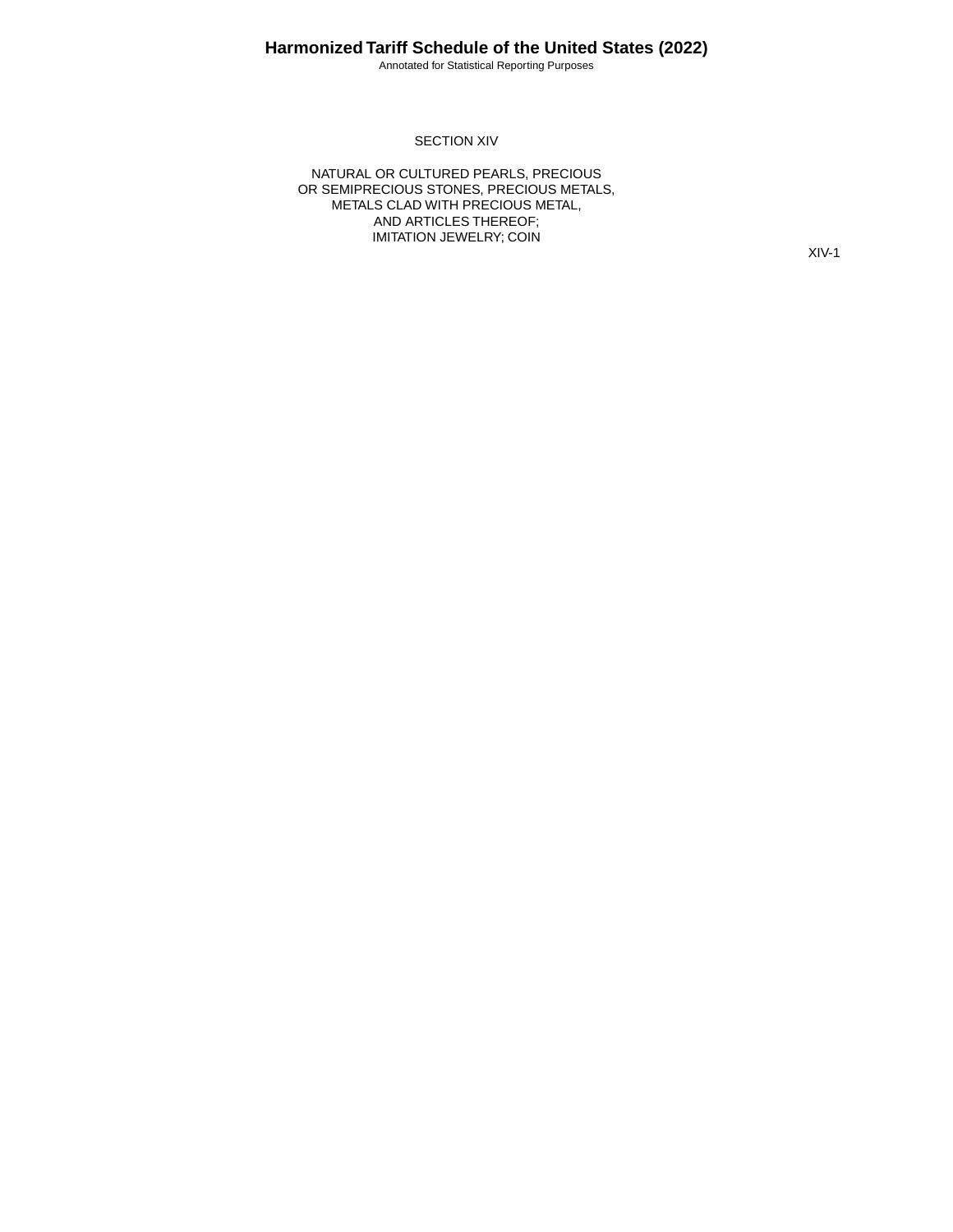# SECTION XIV

## NATURAL OR CULTURED PEARLS, PRECIOUS OR SEMIPRECIOUS STONES, PRECIOUS METALS, METALS CLAD WITH PRECIOUS METAL, AND ARTICLES THEREOF; IMITATION JEWELRY; COIN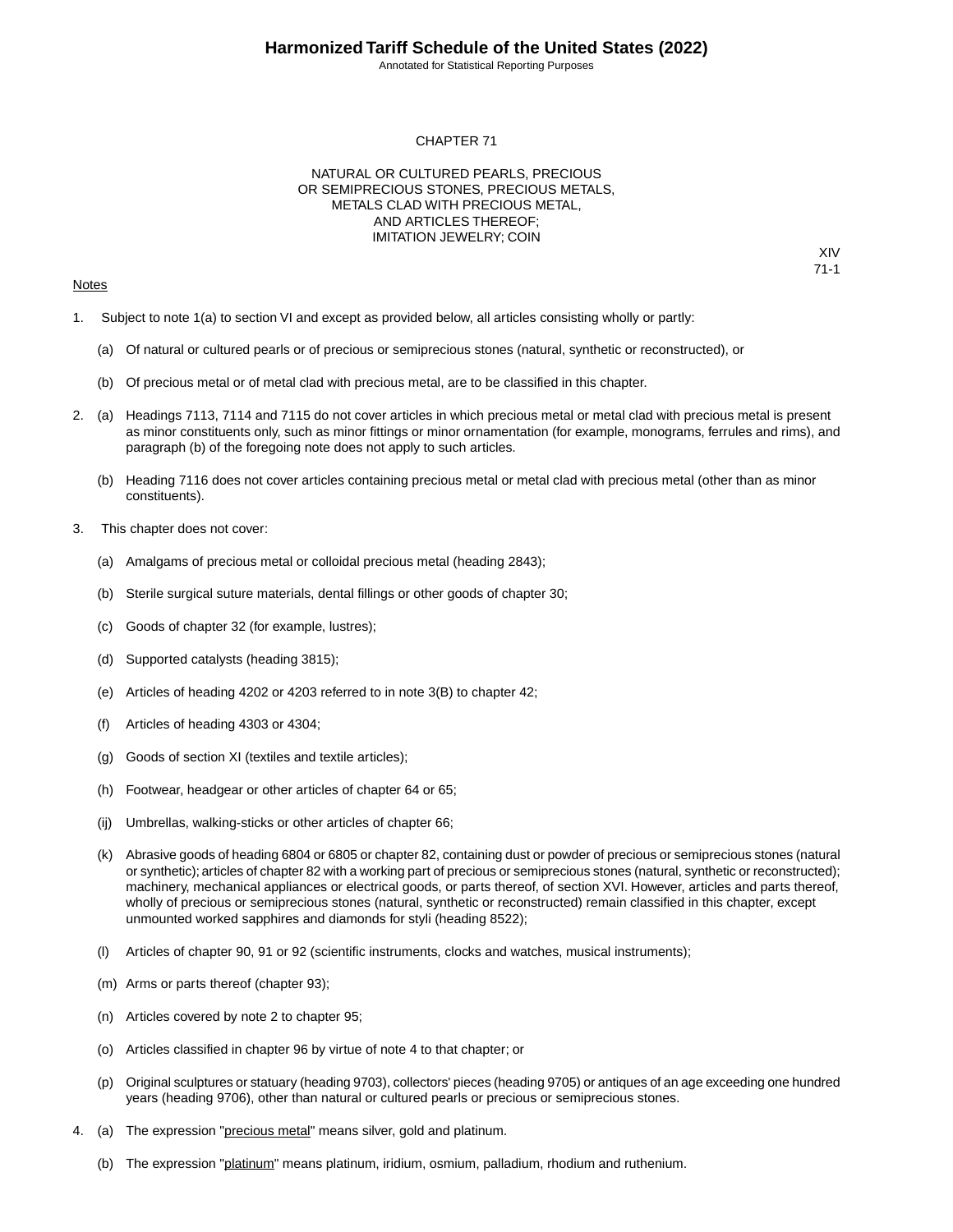# CHAPTER 71

## NATURAL OR CULTURED PEARLS, PRECIOUS OR SEMIPRECIOUS STONES, PRECIOUS METALS, METALS CLAD WITH PRECIOUS METAL, AND ARTICLES THEREOF; IMITATION JEWELRY; COIN

XIV
71-1

Notes

1. Subject to note 1(a) to section VI and except as provided below, all articles consisting wholly or partly:

   (a) Of natural or cultured pearls or of precious or semiprecious stones (natural, synthetic or reconstructed), or

   (b) Of precious metal or of metal clad with precious metal, are to be classified in this chapter.

2. (a) Headings 7113, 7114 and 7115 do not cover articles in which precious metal or metal clad with precious metal is present as minor constituents only, such as minor fittings or minor ornamentation (for example, monograms, ferrules and rims), and paragraph (b) of the foregoing note does not apply to such articles.

   (b) Heading 7116 does not cover articles containing precious metal or metal clad with precious metal (other than as minor constituents).

3. This chapter does not cover:

   (a) Amalgams of precious metal or colloidal precious metal (heading 2843);

   (b) Sterile surgical suture materials, dental fillings or other goods of chapter 30;

   (c) Goods of chapter 32 (for example, lustres);

   (d) Supported catalysts (heading 3815);

   (e) Articles of heading 4202 or 4203 referred to in note 3(B) to chapter 42;

   (f) Articles of heading 4303 or 4304;

   (g) Goods of section XI (textiles and textile articles);

   (h) Footwear, headgear or other articles of chapter 64 or 65;

   (ij) Umbrellas, walking-sticks or other articles of chapter 66;

   (k) Abrasive goods of heading 6804 or 6805 or chapter 82, containing dust or powder of precious or semiprecious stones (natural or synthetic); articles of chapter 82 with a working part of precious or semiprecious stones (natural, synthetic or reconstructed); machinery, mechanical appliances or electrical goods, or parts thereof, of section XVI. However, articles and parts thereof, wholly of precious or semiprecious stones (natural, synthetic or reconstructed) remain classified in this chapter, except unmounted worked sapphires and diamonds for styli (heading 8522);

   (l) Articles of chapter 90, 91 or 92 (scientific instruments, clocks and watches, musical instruments);

   (m) Arms or parts thereof (chapter 93);

   (n) Articles covered by note 2 to chapter 95;

   (o) Articles classified in chapter 96 by virtue of note 4 to that chapter; or

   (p) Original sculptures or statuary (heading 9703), collectors' pieces (heading 9705) or antiques of an age exceeding one hundred years (heading 9706), other than natural or cultured pearls or precious or semiprecious stones.

4. (a) The expression "precious metal" means silver, gold and platinum.

   (b) The expression "platinum" means platinum, iridium, osmium, palladium, rhodium and ruthenium.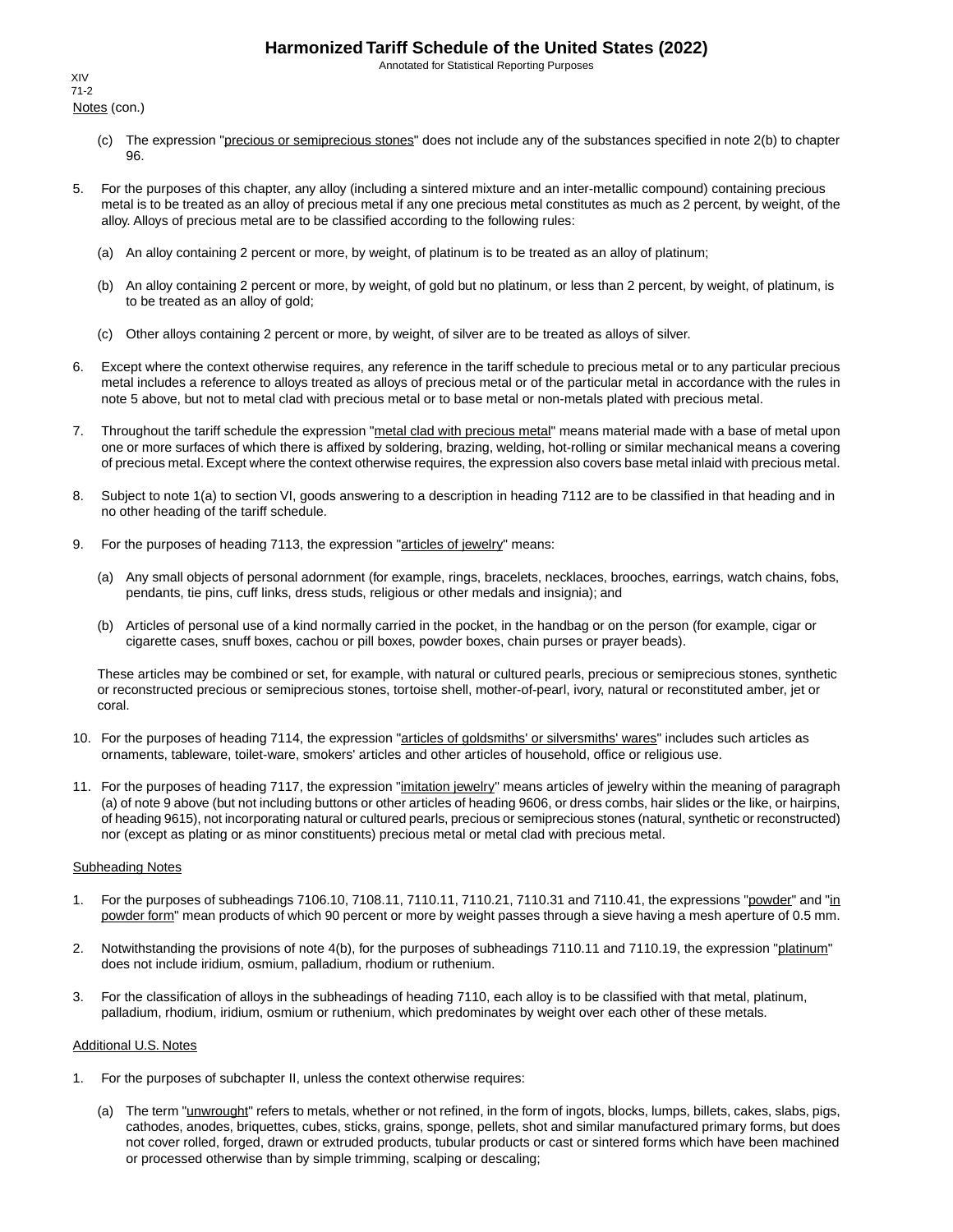Notes (con.)

(c) The expression "precious or semiprecious stones" does not include any of the substances specified in note 2(b) to chapter 96.

5. For the purposes of this chapter, any alloy (including a sintered mixture and an inter-metallic compound) containing precious metal is to be treated as an alloy of precious metal if any one precious metal constitutes as much as 2 percent, by weight, of the alloy. Alloys of precious metal are to be classified according to the following rules:

   (a) An alloy containing 2 percent or more, by weight, of platinum is to be treated as an alloy of platinum;

   (b) An alloy containing 2 percent or more, by weight, of gold but no platinum, or less than 2 percent, by weight, of platinum, is to be treated as an alloy of gold;

   (c) Other alloys containing 2 percent or more, by weight, of silver are to be treated as alloys of silver.

6. Except where the context otherwise requires, any reference in the tariff schedule to precious metal or to any particular precious metal includes a reference to alloys treated as alloys of precious metal or of the particular metal in accordance with the rules in note 5 above, but not to metal clad with precious metal or to base metal or non-metals plated with precious metal.

7. Throughout the tariff schedule the expression "metal clad with precious metal" means material made with a base of metal upon one or more surfaces of which there is affixed by soldering, brazing, welding, hot-rolling or similar mechanical means a covering of precious metal. Except where the context otherwise requires, the expression also covers base metal inlaid with precious metal.

8. Subject to note 1(a) to section VI, goods answering to a description in heading 7112 are to be classified in that heading and in no other heading of the tariff schedule.

9. For the purposes of heading 7113, the expression "articles of jewelry" means:

   (a) Any small objects of personal adornment (for example, rings, bracelets, necklaces, brooches, earrings, watch chains, fobs, pendants, tie pins, cuff links, dress studs, religious or other medals and insignia); and

   (b) Articles of personal use of a kind normally carried in the pocket, in the handbag or on the person (for example, cigar or cigarette cases, snuff boxes, cachou or pill boxes, powder boxes, chain purses or prayer beads).

   These articles may be combined or set, for example, with natural or cultured pearls, precious or semiprecious stones, synthetic or reconstructed precious or semiprecious stones, tortoise shell, mother-of-pearl, ivory, natural or reconstituted amber, jet or coral.

10. For the purposes of heading 7114, the expression "articles of goldsmiths' or silversmiths' wares" includes such articles as ornaments, tableware, toilet-ware, smokers' articles and other articles of household, office or religious use.

11. For the purposes of heading 7117, the expression "imitation jewelry" means articles of jewelry within the meaning of paragraph (a) of note 9 above (but not including buttons or other articles of heading 9606, or dress combs, hair slides or the like, or hairpins, of heading 9615), not incorporating natural or cultured pearls, precious or semiprecious stones (natural, synthetic or reconstructed) nor (except as plating or as minor constituents) precious metal or metal clad with precious metal.

Subheading Notes

1. For the purposes of subheadings 7106.10, 7108.11, 7110.11, 7110.21, 7110.31 and 7110.41, the expressions "powder" and "in powder form" mean products of which 90 percent or more by weight passes through a sieve having a mesh aperture of 0.5 mm.

2. Notwithstanding the provisions of note 4(b), for the purposes of subheadings 7110.11 and 7110.19, the expression "platinum" does not include iridium, osmium, palladium, rhodium or ruthenium.

3. For the classification of alloys in the subheadings of heading 7110, each alloy is to be classified with that metal, platinum, palladium, rhodium, iridium, osmium or ruthenium, which predominates by weight over each other of these metals.

Additional U.S. Notes

1. For the purposes of subchapter II, unless the context otherwise requires:

   (a) The term "unwrought" refers to metals, whether or not refined, in the form of ingots, blocks, lumps, billets, cakes, slabs, pigs, cathodes, anodes, briquettes, cubes, sticks, grains, sponge, pellets, shot and similar manufactured primary forms, but does not cover rolled, forged, drawn or extruded products, tubular products or cast or sintered forms which have been machined or processed otherwise than by simple trimming, scalping or descaling;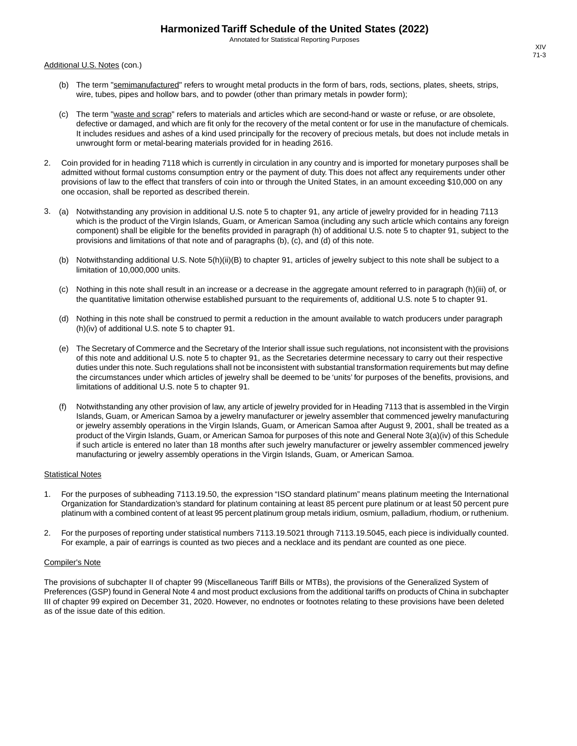Additional U.S. Notes (con.)

(b) The term "semimanufactured" refers to wrought metal products in the form of bars, rods, sections, plates, sheets, strips, wire, tubes, pipes and hollow bars, and to powder (other than primary metals in powder form);

(c) The term "waste and scrap" refers to materials and articles which are second-hand or waste or refuse, or are obsolete, defective or damaged, and which are fit only for the recovery of the metal content or for use in the manufacture of chemicals. It includes residues and ashes of a kind used principally for the recovery of precious metals, but does not include metals in unwrought form or metal-bearing materials provided for in heading 2616.

2. Coin provided for in heading 7118 which is currently in circulation in any country and is imported for monetary purposes shall be admitted without formal customs consumption entry or the payment of duty. This does not affect any requirements under other provisions of law to the effect that transfers of coin into or through the United States, in an amount exceeding $10,000 on any one occasion, shall be reported as described therein.

3. (a) Notwithstanding any provision in additional U.S. note 5 to chapter 91, any article of jewelry provided for in heading 7113 which is the product of the Virgin Islands, Guam, or American Samoa (including any such article which contains any foreign component) shall be eligible for the benefits provided in paragraph (h) of additional U.S. note 5 to chapter 91, subject to the provisions and limitations of that note and of paragraphs (b), (c), and (d) of this note.

(b) Notwithstanding additional U.S. Note 5(h)(ii)(B) to chapter 91, articles of jewelry subject to this note shall be subject to a limitation of 10,000,000 units.

(c) Nothing in this note shall result in an increase or a decrease in the aggregate amount referred to in paragraph (h)(iii) of, or the quantitative limitation otherwise established pursuant to the requirements of, additional U.S. note 5 to chapter 91.

(d) Nothing in this note shall be construed to permit a reduction in the amount available to watch producers under paragraph (h)(iv) of additional U.S. note 5 to chapter 91.

(e) The Secretary of Commerce and the Secretary of the Interior shall issue such regulations, not inconsistent with the provisions of this note and additional U.S. note 5 to chapter 91, as the Secretaries determine necessary to carry out their respective duties under this note. Such regulations shall not be inconsistent with substantial transformation requirements but may define the circumstances under which articles of jewelry shall be deemed to be 'units' for purposes of the benefits, provisions, and limitations of additional U.S. note 5 to chapter 91.

(f) Notwithstanding any other provision of law, any article of jewelry provided for in Heading 7113 that is assembled in the Virgin Islands, Guam, or American Samoa by a jewelry manufacturer or jewelry assembler that commenced jewelry manufacturing or jewelry assembly operations in the Virgin Islands, Guam, or American Samoa after August 9, 2001, shall be treated as a product of the Virgin Islands, Guam, or American Samoa for purposes of this note and General Note 3(a)(iv) of this Schedule if such article is entered no later than 18 months after such jewelry manufacturer or jewelry assembler commenced jewelry manufacturing or jewelry assembly operations in the Virgin Islands, Guam, or American Samoa.

Statistical Notes

1. For the purposes of subheading 7113.19.50, the expression "ISO standard platinum" means platinum meeting the International Organization for Standardization's standard for platinum containing at least 85 percent pure platinum or at least 50 percent pure platinum with a combined content of at least 95 percent platinum group metals iridium, osmium, palladium, rhodium, or ruthenium.

2. For the purposes of reporting under statistical numbers 7113.19.5021 through 7113.19.5045, each piece is individually counted. For example, a pair of earrings is counted as two pieces and a necklace and its pendant are counted as one piece.

Compiler's Note

The provisions of subchapter II of chapter 99 (Miscellaneous Tariff Bills or MTBs), the provisions of the Generalized System of Preferences (GSP) found in General Note 4 and most product exclusions from the additional tariffs on products of China in subchapter III of chapter 99 expired on December 31, 2020. However, no endnotes or footnotes relating to these provisions have been deleted as of the issue date of this edition.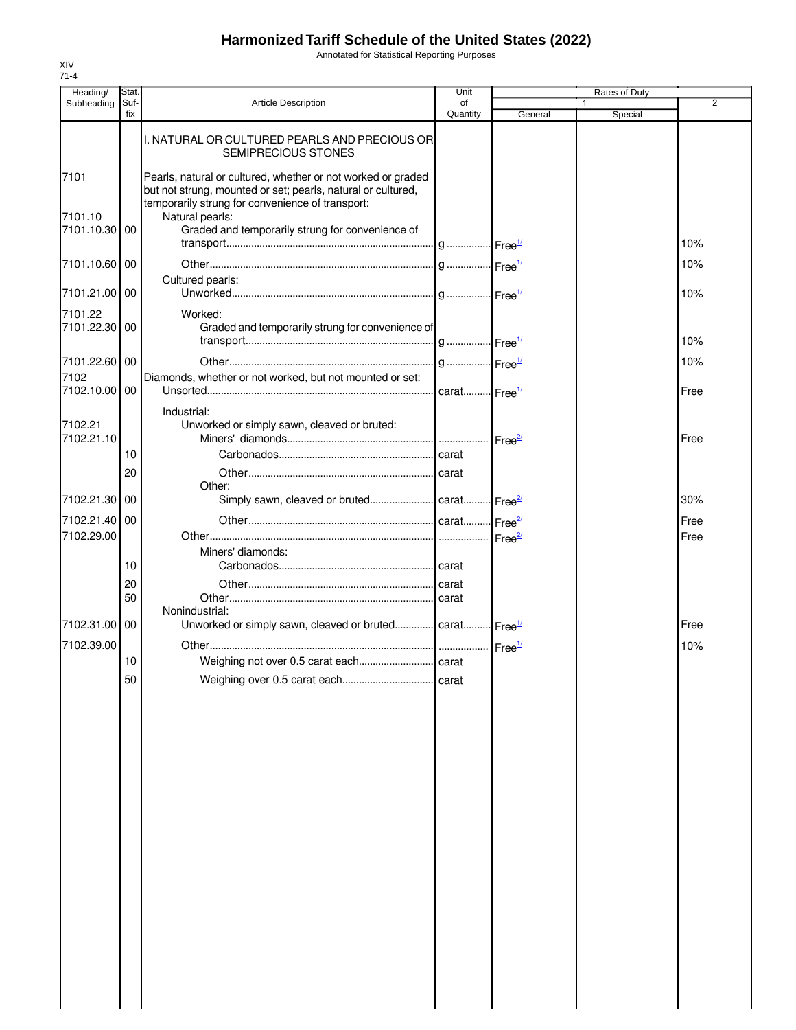# Harmonized Tariff Schedule of the United States (2022)

Annotated for Statistical Reporting Purposes

XIV
71-4

| Heading/ Subheading | Stat. Suf- fix | Article Description | Unit of Quantity | Rates of Duty 1 General | Special | 2 |
|---|---|---|---|---|---|---|
| | | I. NATURAL OR CULTURED PEARLS AND PRECIOUS OR SEMIPRECIOUS STONES | | | | |
| 7101 | | Pearls, natural or cultured, whether or not worked or graded but not strung, mounted or set; pearls, natural or cultured, temporarily strung for convenience of transport: | | | | |
| 7101.10 | | Natural pearls: | | | | |
| 7101.10.30 | 00 | Graded and temporarily strung for convenience of transport | g | Free[1/] | | 10% |
| 7101.10.60 | 00 | Other | g | Free[1/] | | 10% |
| | | Cultured pearls: | | | | |
| 7101.21.00 | 00 | Unworked | g | Free[1/] | | 10% |
| 7101.22 | | Worked: | | | | |
| 7101.22.30 | 00 | Graded and temporarily strung for convenience of transport | g | Free[1/] | | 10% |
| 7101.22.60 | 00 | Other | g | Free[1/] | | 10% |
| 7102 | | Diamonds, whether or not worked, but not mounted or set: | | | | |
| 7102.10.00 | 00 | Unsorted | carat | Free[1/] | | Free |
| | | Industrial: | | | | |
| 7102.21 | | Unworked or simply sawn, cleaved or bruted: | | | | |
| 7102.21.10 | | Miners' diamonds | | Free[2/] | | Free |
| | 10 | Carbonados | carat | | | |
| | 20 | Other | carat | | | |
| | | Other: | | | | |
| 7102.21.30 | 00 | Simply sawn, cleaved or bruted | carat | Free[2/] | | 30% |
| 7102.21.40 | 00 | Other | carat | Free[2/] | | Free |
| 7102.29.00 | | Other | | Free[2/] | | Free |
| | | Miners' diamonds: | | | | |
| | 10 | Carbonados | carat | | | |
| | 20 | Other | carat | | | |
| | 50 | Other | carat | | | |
| | | Nonindustrial: | | | | |
| 7102.31.00 | 00 | Unworked or simply sawn, cleaved or bruted | carat | Free[1/] | | Free |
| 7102.39.00 | | Other | | Free[1/] | | 10% |
| | 10 | Weighing not over 0.5 carat each | carat | | | |
| | 50 | Weighing over 0.5 carat each | carat | | | |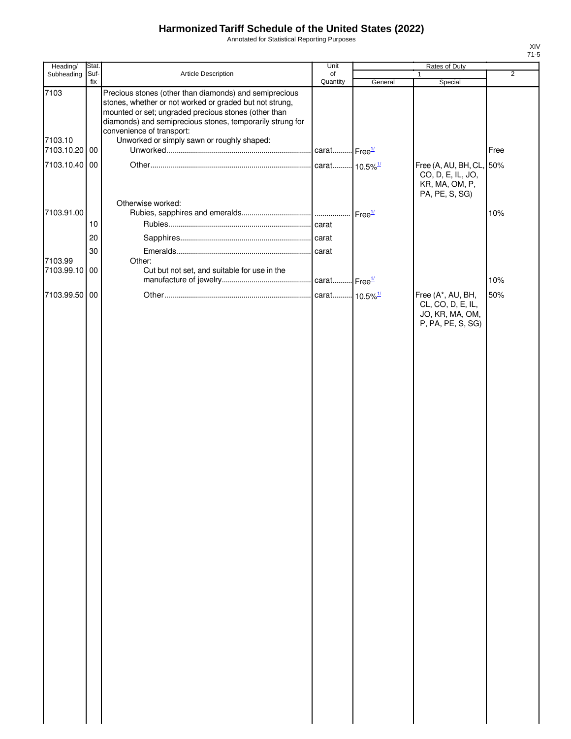# Harmonized Tariff Schedule of the United States (2022)

Annotated for Statistical Reporting Purposes

XIV
71-5

| Heading/ Subheading | Stat. Suf- fix | Article Description | Unit of Quantity | Rates of Duty 1 General | Special | 2 |
|---|---|---|---|---|---|---|
| 7103 | | Precious stones (other than diamonds) and semiprecious stones, whether or not worked or graded but not strung, mounted or set; ungraded precious stones (other than diamonds) and semiprecious stones, temporarily strung for convenience of transport: | | | | |
| 7103.10 | | Unworked or simply sawn or roughly shaped: | | | | |
| 7103.10.20 | 00 | Unworked | carat | Free[1/] | | Free |
| 7103.10.40 | 00 | Other | carat | 10.5%[1/] | Free (A, AU, BH, CL, CO, D, E, IL, JO, KR, MA, OM, P, PA, PE, S, SG) | 50% |
| | | Otherwise worked: | | | | |
| 7103.91.00 | | Rubies, sapphires and emeralds | | Free[1/] | | 10% |
| | 10 | Rubies | carat | | | |
| | 20 | Sapphires | carat | | | |
| | 30 | Emeralds | carat | | | |
| 7103.99 | | Other: | | | | |
| 7103.99.10 | 00 | Cut but not set, and suitable for use in the manufacture of jewelry | carat | Free[1/] | | 10% |
| 7103.99.50 | 00 | Other | carat | 10.5%[1/] | Free (A*, AU, BH, CL, CO, D, E, IL, JO, KR, MA, OM, P, PA, PE, S, SG) | 50% |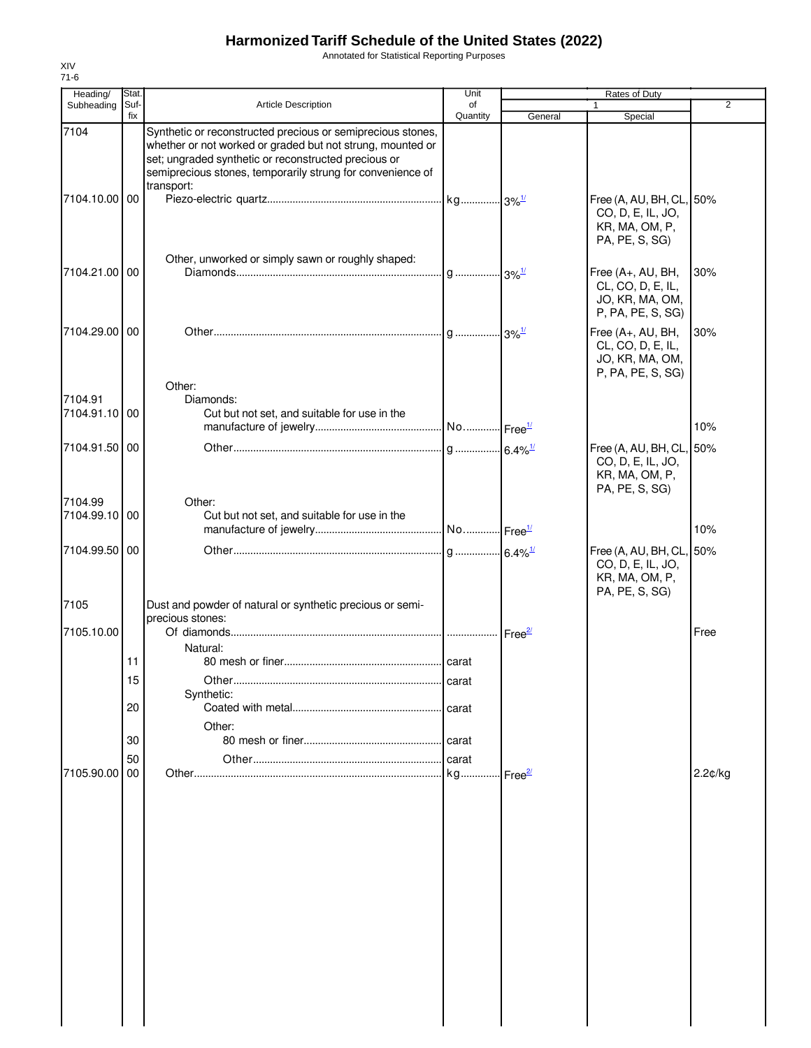# Harmonized Tariff Schedule of the United States (2022)

Annotated for Statistical Reporting Purposes

XIV
71-6

| Heading/ Subheading | Stat. Suf- fix | Article Description | Unit of Quantity | Rates of Duty 1 General | Special | 2 |
|---|---|---|---|---|---|---|
| 7104 | | Synthetic or reconstructed precious or semiprecious stones, whether or not worked or graded but not strung, mounted or set; ungraded synthetic or reconstructed precious or semiprecious stones, temporarily strung for convenience of transport: | | | | |
| 7104.10.00 | 00 | Piezo-electric quartz | kg | 3%[1/] | Free (A, AU, BH, CL, CO, D, E, IL, JO, KR, MA, OM, P, PA, PE, S, SG) | 50% |
| | | Other, unworked or simply sawn or roughly shaped: | | | | |
| 7104.21.00 | 00 | Diamonds | g | 3%[1/] | Free (A+, AU, BH, CL, CO, D, E, IL, JO, KR, MA, OM, P, PA, PE, S, SG) | 30% |
| 7104.29.00 | 00 | Other | g | 3%[1/] | Free (A+, AU, BH, CL, CO, D, E, IL, JO, KR, MA, OM, P, PA, PE, S, SG) | 30% |
| | | Other: | | | | |
| 7104.91 | | Diamonds: | | | | |
| 7104.91.10 | 00 | Cut but not set, and suitable for use in the manufacture of jewelry | No. | Free[1/] | | 10% |
| 7104.91.50 | 00 | Other | g | 6.4%[1/] | Free (A, AU, BH, CL, CO, D, E, IL, JO, KR, MA, OM, P, PA, PE, S, SG) | 50% |
| 7104.99 | | Other: | | | | |
| 7104.99.10 | 00 | Cut but not set, and suitable for use in the manufacture of jewelry | No. | Free[1/] | | 10% |
| 7104.99.50 | 00 | Other | g | 6.4%[1/] | Free (A, AU, BH, CL, CO, D, E, IL, JO, KR, MA, OM, P, PA, PE, S, SG) | 50% |
| 7105 | | Dust and powder of natural or synthetic precious or semi-precious stones: | | | | |
| 7105.10.00 | | Of diamonds | | Free[2/] | | Free |
| | | Natural: | | | | |
| | 11 | 80 mesh or finer | carat | | | |
| | 15 | Other | carat | | | |
| | | Synthetic: | | | | |
| | 20 | Coated with metal | carat | | | |
| | | Other: | | | | |
| | 30 | 80 mesh or finer | carat | | | |
| | 50 | Other | carat | | | |
| 7105.90.00 | 00 | Other | kg | Free[2/] | | 2.2¢/kg |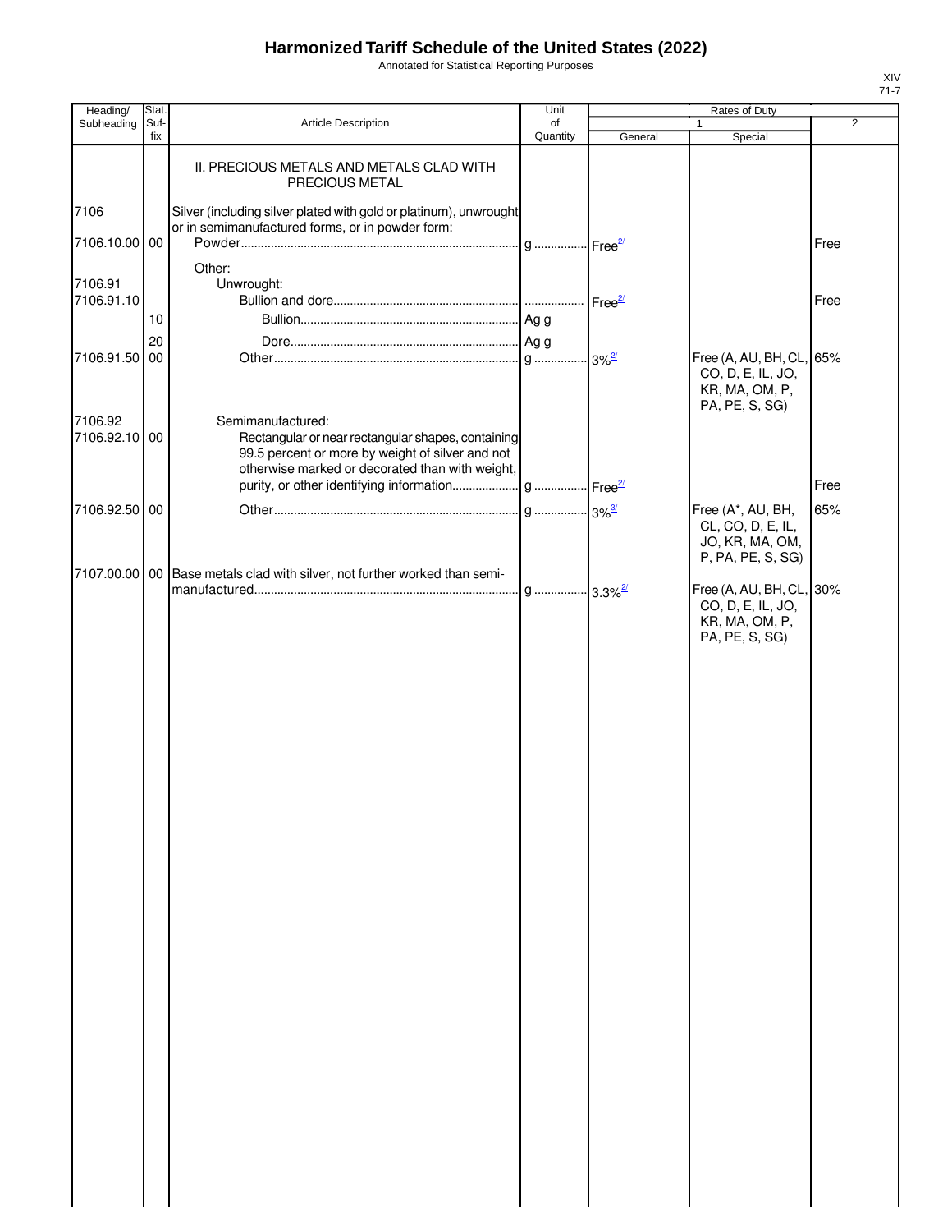# Harmonized Tariff Schedule of the United States (2022)

Annotated for Statistical Reporting Purposes

XIV
71-7

| Heading/ Subheading | Stat. Suf- fix | Article Description | Unit of Quantity | Rates of Duty 1 General | Special | 2 |
|---|---|---|---|---|---|---|
| | | II. PRECIOUS METALS AND METALS CLAD WITH PRECIOUS METAL | | | | |
| 7106 | | Silver (including silver plated with gold or platinum), unwrought or in semimanufactured forms, or in powder form: | | | | |
| 7106.10.00 | 00 | Powder | g | Free[2/] | | Free |
| | | Other: | | | | |
| 7106.91 | | Unwrought: | | | | |
| 7106.91.10 | | Bullion and dore | | Free[2/] | | Free |
| | 10 | Bullion | Ag g | | | |
| | 20 | Dore | Ag g | | | |
| 7106.91.50 | 00 | Other | g | 3%[2/] | Free (A, AU, BH, CL, CO, D, E, IL, JO, KR, MA, OM, P, PA, PE, S, SG) | 65% |
| 7106.92 | | Semimanufactured: | | | | |
| 7106.92.10 | 00 | Rectangular or near rectangular shapes, containing 99.5 percent or more by weight of silver and not otherwise marked or decorated than with weight, purity, or other identifying information | g | Free[2/] | | Free |
| 7106.92.50 | 00 | Other | g | 3%[3/] | Free (A*, AU, BH, CL, CO, D, E, IL, JO, KR, MA, OM, P, PA, PE, S, SG) | 65% |
| 7107.00.00 | 00 | Base metals clad with silver, not further worked than semi-manufactured | g | 3.3%[2/] | Free (A, AU, BH, CL, CO, D, E, IL, JO, KR, MA, OM, P, PA, PE, S, SG) | 30% |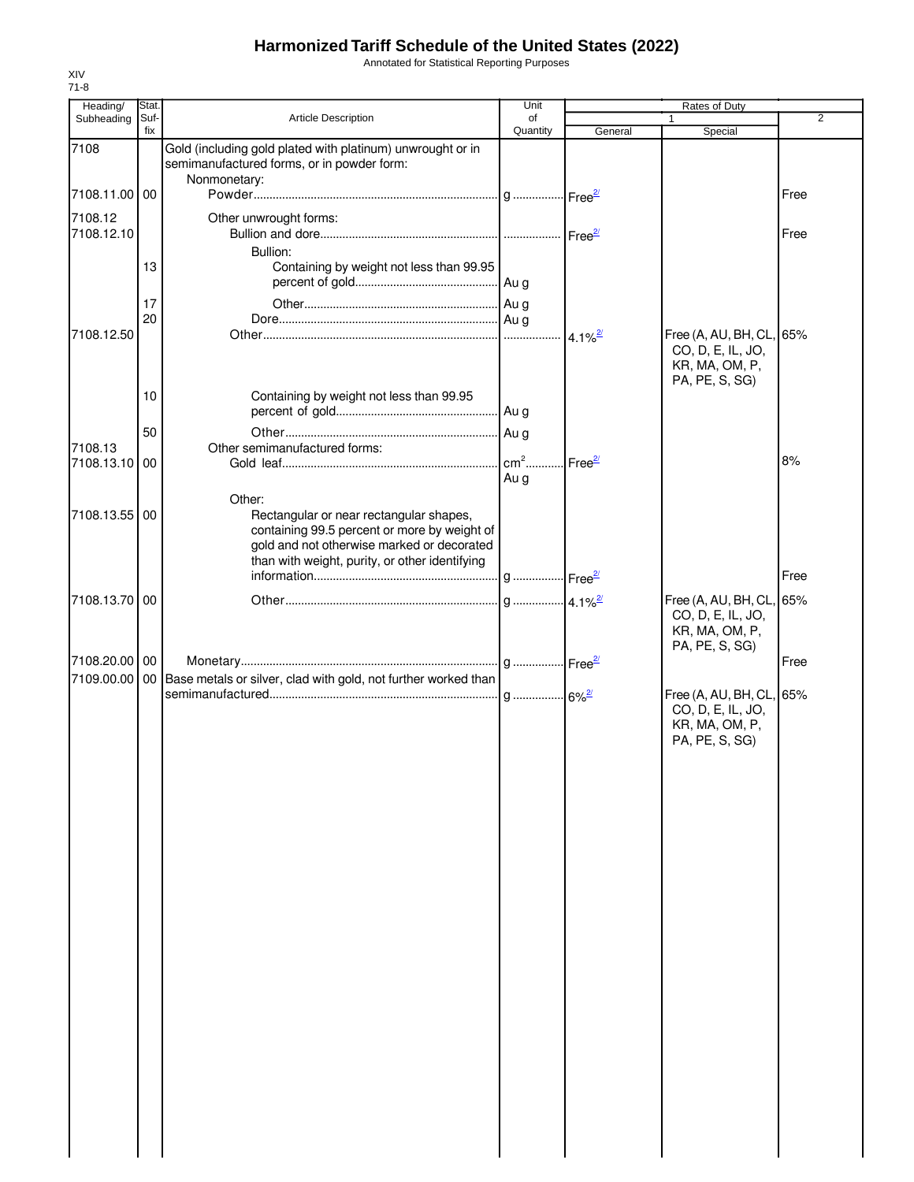# Harmonized Tariff Schedule of the United States (2022)

Annotated for Statistical Reporting Purposes

XIV
71-8

| Heading/ Subheading | Stat. Suf- fix | Article Description | Unit of Quantity | Rates of Duty 1 General | Special | 2 |
|---|---|---|---|---|---|---|
| 7108 | | Gold (including gold plated with platinum) unwrought or in semimanufactured forms, or in powder form: | | | | |
| | | Nonmonetary: | | | | |
| 7108.11.00 | 00 | Powder | g | Free[2/] | | Free |
| 7108.12 | | Other unwrought forms: | | | | |
| 7108.12.10 | | Bullion and dore | | Free[2/] | | Free |
| | | Bullion: | | | | |
| | 13 | Containing by weight not less than 99.95 percent of gold | Au g | | | |
| | 17 | Other | Au g | | | |
| | 20 | Dore | Au g | | | |
| 7108.12.50 | | Other | | 4.1%[2/] | Free (A, AU, BH, CL, CO, D, E, IL, JO, KR, MA, OM, P, PA, PE, S, SG) | 65% |
| | 10 | Containing by weight not less than 99.95 percent of gold | Au g | | | |
| | 50 | Other | Au g | | | |
| 7108.13 | | Other semimanufactured forms: | | | | |
| 7108.13.10 | 00 | Gold leaf | $cm^2$ Au g | Free[2/] | | 8% |
| | | Other: | | | | |
| 7108.13.55 | 00 | Rectangular or near rectangular shapes, containing 99.5 percent or more by weight of gold and not otherwise marked or decorated than with weight, purity, or other identifying information | g | Free[2/] | | Free |
| 7108.13.70 | 00 | Other | g | 4.1%[2/] | Free (A, AU, BH, CL, CO, D, E, IL, JO, KR, MA, OM, P, PA, PE, S, SG) | 65% |
| 7108.20.00 | 00 | Monetary | g | Free[2/] | | Free |
| 7109.00.00 | 00 | Base metals or silver, clad with gold, not further worked than semimanufactured | g | 6%[2/] | Free (A, AU, BH, CL, CO, D, E, IL, JO, KR, MA, OM, P, PA, PE, S, SG) | 65% |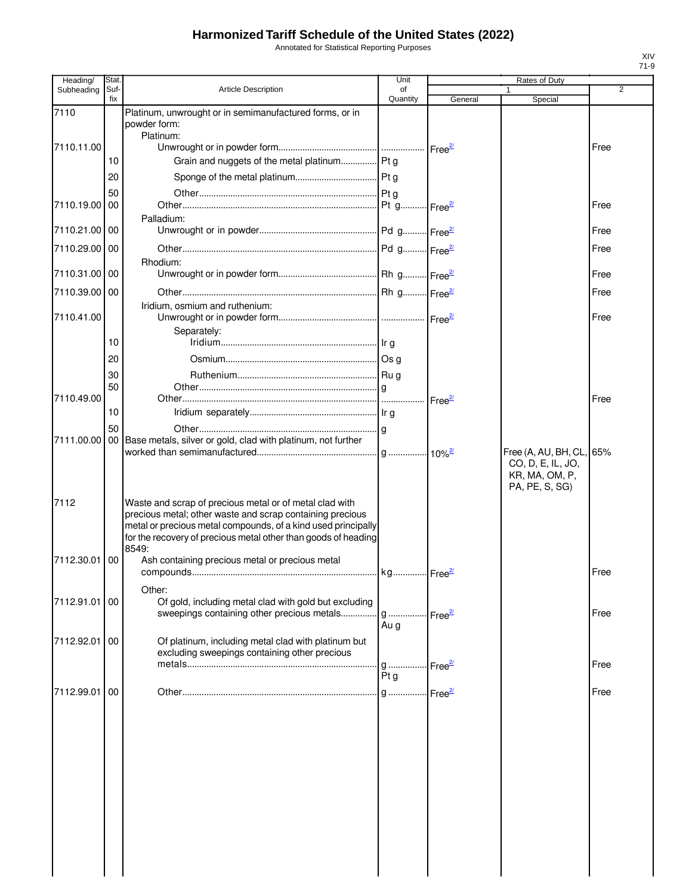# Harmonized Tariff Schedule of the United States (2022)

Annotated for Statistical Reporting Purposes

| Heading/ Subheading | Stat. Suf- fix | Article Description | Unit of Quantity | Rates of Duty 1 General | Rates of Duty 1 Special | Rates of Duty 2 |
|---|---|---|---|---|---|---|
| 7110 | | Platinum, unwrought or in semimanufactured forms, or in powder form: | | | | |
| | | Platinum: | | | | |
| 7110.11.00 | | Unwrought or in powder form | | Free[2/] | | Free |
| | 10 | Grain and nuggets of the metal platinum | Pt g | | | |
| | 20 | Sponge of the metal platinum | Pt g | | | |
| | 50 | Other | Pt g | | | |
| 7110.19.00 | 00 | Other | Pt g | Free[2/] | | Free |
| | | Palladium: | | | | |
| 7110.21.00 | 00 | Unwrought or in powder | Pd g | Free[2/] | | Free |
| 7110.29.00 | 00 | Other | Pd g | Free[2/] | | Free |
| | | Rhodium: | | | | |
| 7110.31.00 | 00 | Unwrought or in powder form | Rh g | Free[2/] | | Free |
| 7110.39.00 | 00 | Other | Rh g | Free[2/] | | Free |
| | | Iridium, osmium and ruthenium: | | | | |
| 7110.41.00 | | Unwrought or in powder form | | Free[2/] | | Free |
| | | Separately: | | | | |
| | 10 | Iridium | Ir g | | | |
| | 20 | Osmium | Os g | | | |
| | 30 | Ruthenium | Ru g | | | |
| | 50 | Other | g | | | |
| 7110.49.00 | | Other | | Free[2/] | | Free |
| | 10 | Iridium separately | Ir g | | | |
| | 50 | Other | g | | | |
| 7111.00.00 | 00 | Base metals, silver or gold, clad with platinum, not further worked than semimanufactured | g | 10%[2/] | Free (A, AU, BH, CL, CO, D, E, IL, JO, KR, MA, OM, P, PA, PE, S, SG) | 65% |
| 7112 | | Waste and scrap of precious metal or of metal clad with precious metal; other waste and scrap containing precious metal or precious metal compounds, of a kind used principally for the recovery of precious metal other than goods of heading 8549: | | | | |
| 7112.30.01 | 00 | Ash containing precious metal or precious metal compounds | kg | Free[2/] | | Free |
| | | Other: | | | | |
| 7112.91.01 | 00 | Of gold, including metal clad with gold but excluding sweepings containing other precious metals | g<br>Au g | Free[2/] | | Free |
| 7112.92.01 | 00 | Of platinum, including metal clad with platinum but excluding sweepings containing other precious metals | g<br>Pt g | Free[2/] | | Free |
| 7112.99.01 | 00 | Other | g | Free[2/] | | Free |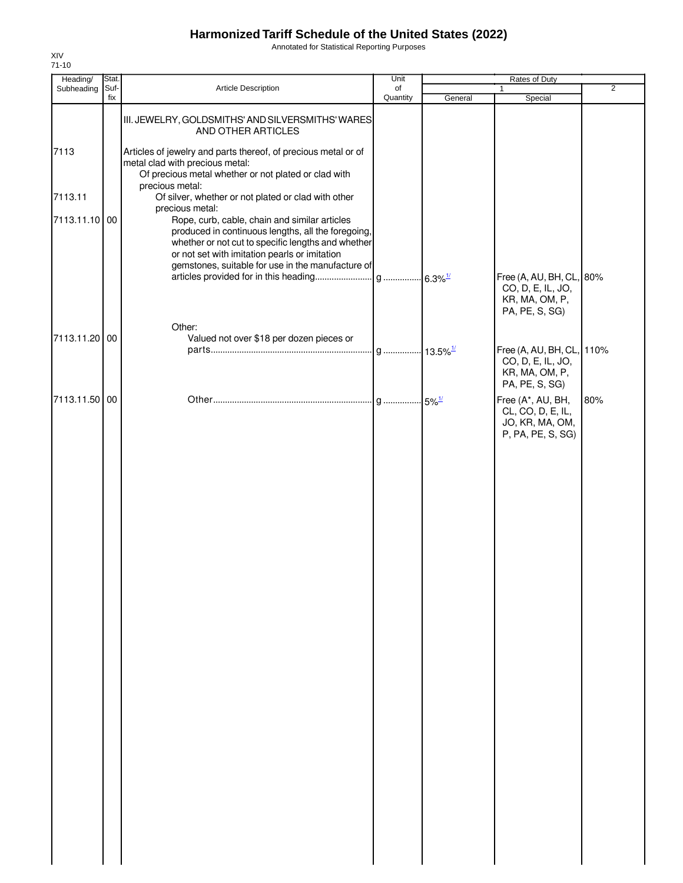# Harmonized Tariff Schedule of the United States (2022)

Annotated for Statistical Reporting Purposes

XIV
71-10

| Heading/ Subheading | Stat. Suf- fix | Article Description | Unit of Quantity | Rates of Duty | | |
|---|---|---|---|---|---|---|
| | | | | 1 | | 2 |
| | | | | General | Special | |
| | | III. JEWELRY, GOLDSMITHS' AND SILVERSMITHS' WARES AND OTHER ARTICLES | | | | |
| 7113 | | Articles of jewelry and parts thereof, of precious metal or of metal clad with precious metal: | | | | |
| | | Of precious metal whether or not plated or clad with precious metal: | | | | |
| 7113.11 | | Of silver, whether or not plated or clad with other precious metal: | | | | |
| 7113.11.10 | 00 | Rope, curb, cable, chain and similar articles produced in continuous lengths, all the foregoing, whether or not cut to specific lengths and whether or not set with imitation pearls or imitation gemstones, suitable for use in the manufacture of articles provided for in this heading | g | 6.3%[1/] | Free (A, AU, BH, CL, CO, D, E, IL, JO, KR, MA, OM, P, PA, PE, S, SG) | 80% |
| | | Other: | | | | |
| 7113.11.20 | 00 | Valued not over $18 per dozen pieces or parts | g | 13.5%[1/] | Free (A, AU, BH, CL, CO, D, E, IL, JO, KR, MA, OM, P, PA, PE, S, SG) | 110% |
| 7113.11.50 | 00 | Other | g | 5%[1/] | Free (A*, AU, BH, CL, CO, D, E, IL, JO, KR, MA, OM, P, PA, PE, S, SG) | 80% |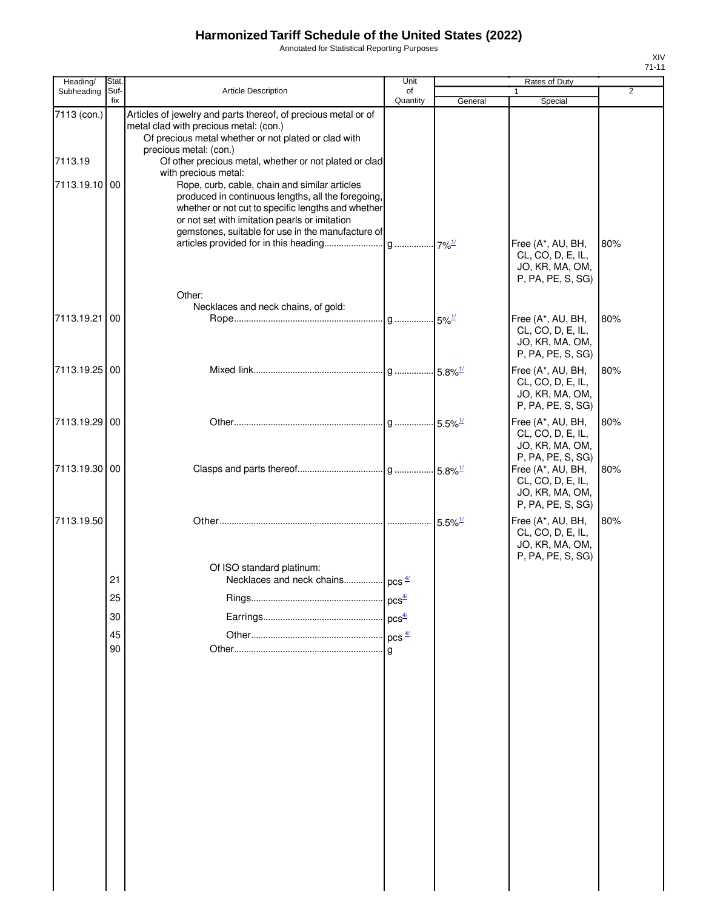# Harmonized Tariff Schedule of the United States (2022)

Annotated for Statistical Reporting Purposes

XIV
71-11

| Heading/ Subheading | Stat. Suf- fix | Article Description | Unit of Quantity | Rates of Duty 1 General | Special | 2 |
|---|---|---|---|---|---|---|
| 7113 (con.) | | Articles of jewelry and parts thereof, of precious metal or of metal clad with precious metal: (con.) | | | | |
| | | Of precious metal whether or not plated or clad with precious metal: (con.) | | | | |
| 7113.19 | | Of other precious metal, whether or not plated or clad with precious metal: | | | | |
| 7113.19.10 | 00 | Rope, curb, cable, chain and similar articles produced in continuous lengths, all the foregoing, whether or not cut to specific lengths and whether or not set with imitation pearls or imitation gemstones, suitable for use in the manufacture of articles provided for in this heading | g | 7%[1/] | Free (A*, AU, BH, CL, CO, D, E, IL, JO, KR, MA, OM, P, PA, PE, S, SG) | 80% |
| | | Other: | | | | |
| | | Necklaces and neck chains, of gold: | | | | |
| 7113.19.21 | 00 | Rope | g | 5%[1/] | Free (A*, AU, BH, CL, CO, D, E, IL, JO, KR, MA, OM, P, PA, PE, S, SG) | 80% |
| 7113.19.25 | 00 | Mixed link | g | 5.8%[1/] | Free (A*, AU, BH, CL, CO, D, E, IL, JO, KR, MA, OM, P, PA, PE, S, SG) | 80% |
| 7113.19.29 | 00 | Other | g | 5.5%[1/] | Free (A*, AU, BH, CL, CO, D, E, IL, JO, KR, MA, OM, P, PA, PE, S, SG) | 80% |
| 7113.19.30 | 00 | Clasps and parts thereof | g | 5.8%[1/] | Free (A*, AU, BH, CL, CO, D, E, IL, JO, KR, MA, OM, P, PA, PE, S, SG) | 80% |
| 7113.19.50 | | Other | | 5.5%[1/] | Free (A*, AU, BH, CL, CO, D, E, IL, JO, KR, MA, OM, P, PA, PE, S, SG) | 80% |
| | | Of ISO standard platinum: | | | | |
| | 21 | Necklaces and neck chains | pcs [4/] | | | |
| | 25 | Rings | pcs[4/] | | | |
| | 30 | Earrings | pcs[4/] | | | |
| | 45 | Other | pcs [4/] | | | |
| | 90 | Other | g | | | |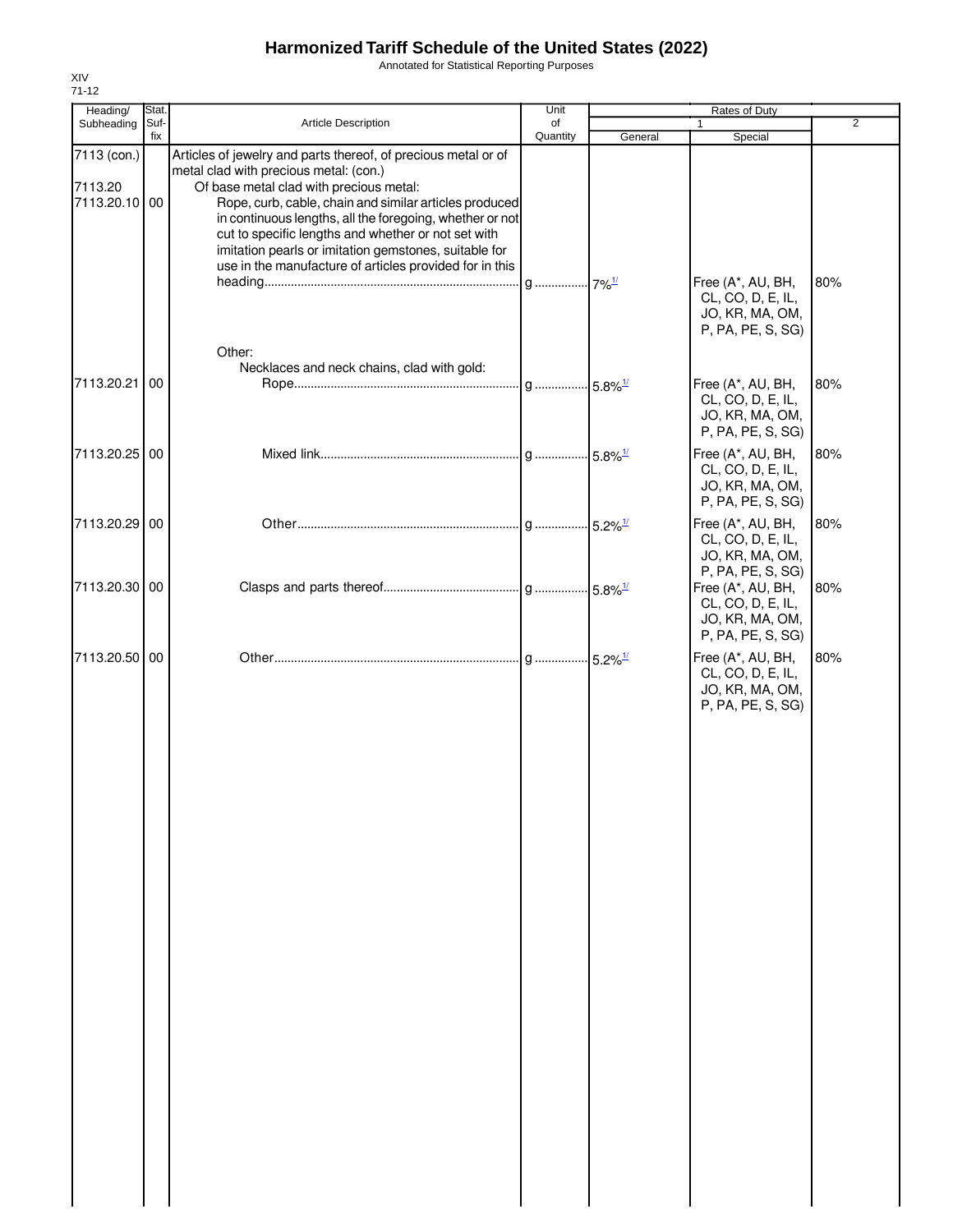# Harmonized Tariff Schedule of the United States (2022)

Annotated for Statistical Reporting Purposes

XIV
71-12

| Heading/ Subheading | Stat. Suf- fix | Article Description | Unit of Quantity | Rates of Duty 1 General | Rates of Duty 1 Special | Rates of Duty 2 |
|---|---|---|---|---|---|---|
| 7113 (con.) | | Articles of jewelry and parts thereof, of precious metal or of metal clad with precious metal: (con.) | | | | |
| 7113.20 | | Of base metal clad with precious metal: | | | | |
| 7113.20.10 | 00 | Rope, curb, cable, chain and similar articles produced in continuous lengths, all the foregoing, whether or not cut to specific lengths and whether or not set with imitation pearls or imitation gemstones, suitable for use in the manufacture of articles provided for in this heading | g | 7%[1/] | Free (A*, AU, BH, CL, CO, D, E, IL, JO, KR, MA, OM, P, PA, PE, S, SG) | 80% |
| | | Other: | | | | |
| | | Necklaces and neck chains, clad with gold: | | | | |
| 7113.20.21 | 00 | Rope | g | 5.8%[1/] | Free (A*, AU, BH, CL, CO, D, E, IL, JO, KR, MA, OM, P, PA, PE, S, SG) | 80% |
| 7113.20.25 | 00 | Mixed link | g | 5.8%[1/] | Free (A*, AU, BH, CL, CO, D, E, IL, JO, KR, MA, OM, P, PA, PE, S, SG) | 80% |
| 7113.20.29 | 00 | Other | g | 5.2%[1/] | Free (A*, AU, BH, CL, CO, D, E, IL, JO, KR, MA, OM, P, PA, PE, S, SG) | 80% |
| 7113.20.30 | 00 | Clasps and parts thereof | g | 5.8%[1/] | Free (A*, AU, BH, CL, CO, D, E, IL, JO, KR, MA, OM, P, PA, PE, S, SG) | 80% |
| 7113.20.50 | 00 | Other | g | 5.2%[1/] | Free (A*, AU, BH, CL, CO, D, E, IL, JO, KR, MA, OM, P, PA, PE, S, SG) | 80% |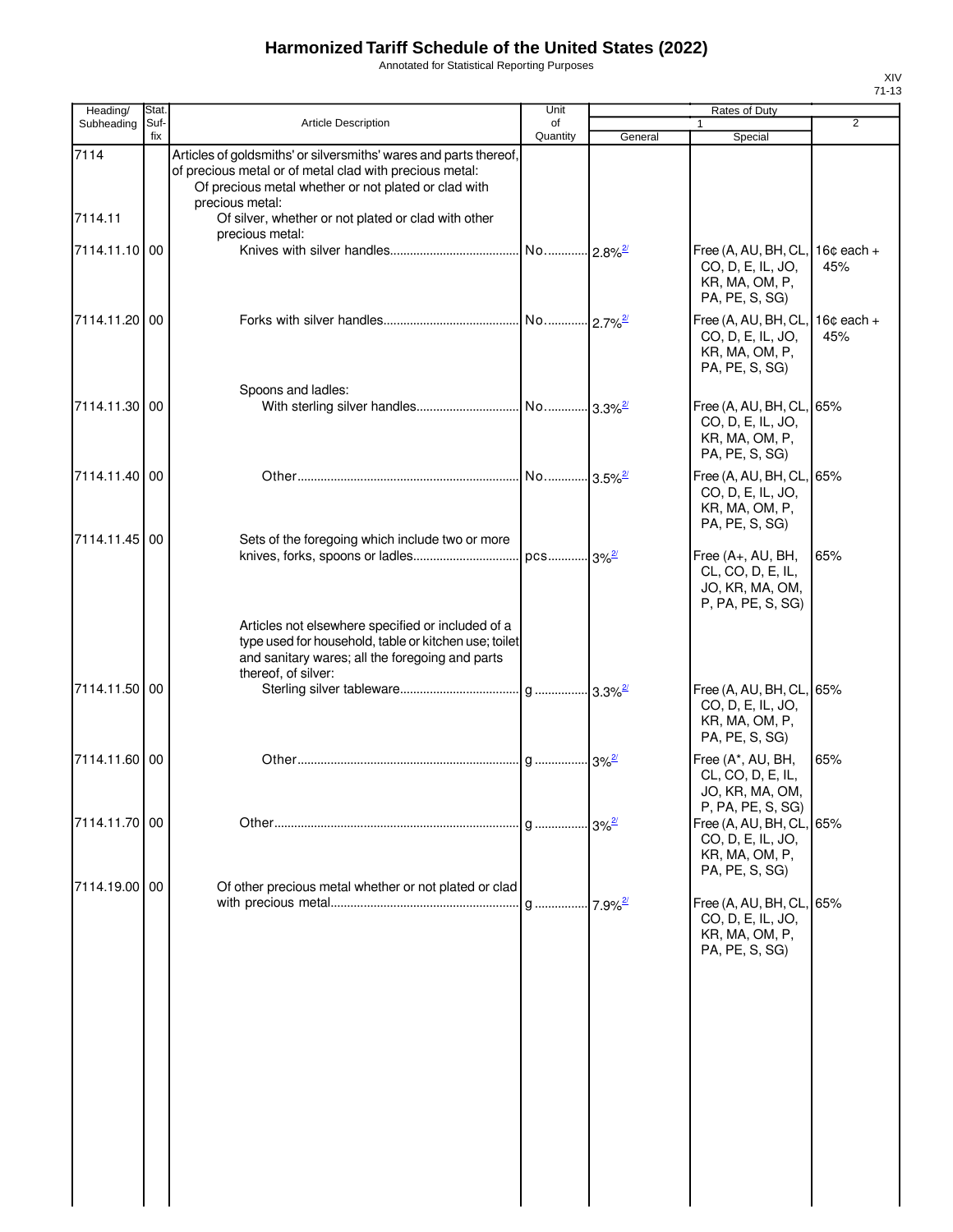# Harmonized Tariff Schedule of the United States (2022)

Annotated for Statistical Reporting Purposes

| Heading/ Subheading | Stat. Suf- fix | Article Description | Unit of Quantity | Rates of Duty 1 General | Rates of Duty 1 Special | Rates of Duty 2 |
|---|---|---|---|---|---|---|
| 7114 | | Articles of goldsmiths' or silversmiths' wares and parts thereof, of precious metal or of metal clad with precious metal: | | | | |
| | | Of precious metal whether or not plated or clad with precious metal: | | | | |
| 7114.11 | | Of silver, whether or not plated or clad with other precious metal: | | | | |
| 7114.11.10 | 00 | Knives with silver handles | No. | 2.8%[2/] | Free (A, AU, BH, CL, CO, D, E, IL, JO, KR, MA, OM, P, PA, PE, S, SG) | 16¢ each + 45% |
| 7114.11.20 | 00 | Forks with silver handles | No. | 2.7%[2/] | Free (A, AU, BH, CL, CO, D, E, IL, JO, KR, MA, OM, P, PA, PE, S, SG) | 16¢ each + 45% |
| | | Spoons and ladles: | | | | |
| 7114.11.30 | 00 | With sterling silver handles | No. | 3.3%[2/] | Free (A, AU, BH, CL, CO, D, E, IL, JO, KR, MA, OM, P, PA, PE, S, SG) | 65% |
| 7114.11.40 | 00 | Other | No. | 3.5%[2/] | Free (A, AU, BH, CL, CO, D, E, IL, JO, KR, MA, OM, P, PA, PE, S, SG) | 65% |
| 7114.11.45 | 00 | Sets of the foregoing which include two or more knives, forks, spoons or ladles | pcs | 3%[2/] | Free (A+, AU, BH, CL, CO, D, E, IL, JO, KR, MA, OM, P, PA, PE, S, SG) | 65% |
| | | Articles not elsewhere specified or included of a type used for household, table or kitchen use; toilet and sanitary wares; all the foregoing and parts thereof, of silver: | | | | |
| 7114.11.50 | 00 | Sterling silver tableware | g | 3.3%[2/] | Free (A, AU, BH, CL, CO, D, E, IL, JO, KR, MA, OM, P, PA, PE, S, SG) | 65% |
| 7114.11.60 | 00 | Other | g | 3%[2/] | Free (A*, AU, BH, CL, CO, D, E, IL, JO, KR, MA, OM, P, PA, PE, S, SG) | 65% |
| 7114.11.70 | 00 | Other | g | 3%[2/] | Free (A, AU, BH, CL, CO, D, E, IL, JO, KR, MA, OM, P, PA, PE, S, SG) | 65% |
| 7114.19.00 | 00 | Of other precious metal whether or not plated or clad with precious metal | g | 7.9%[2/] | Free (A, AU, BH, CL, CO, D, E, IL, JO, KR, MA, OM, P, PA, PE, S, SG) | 65% |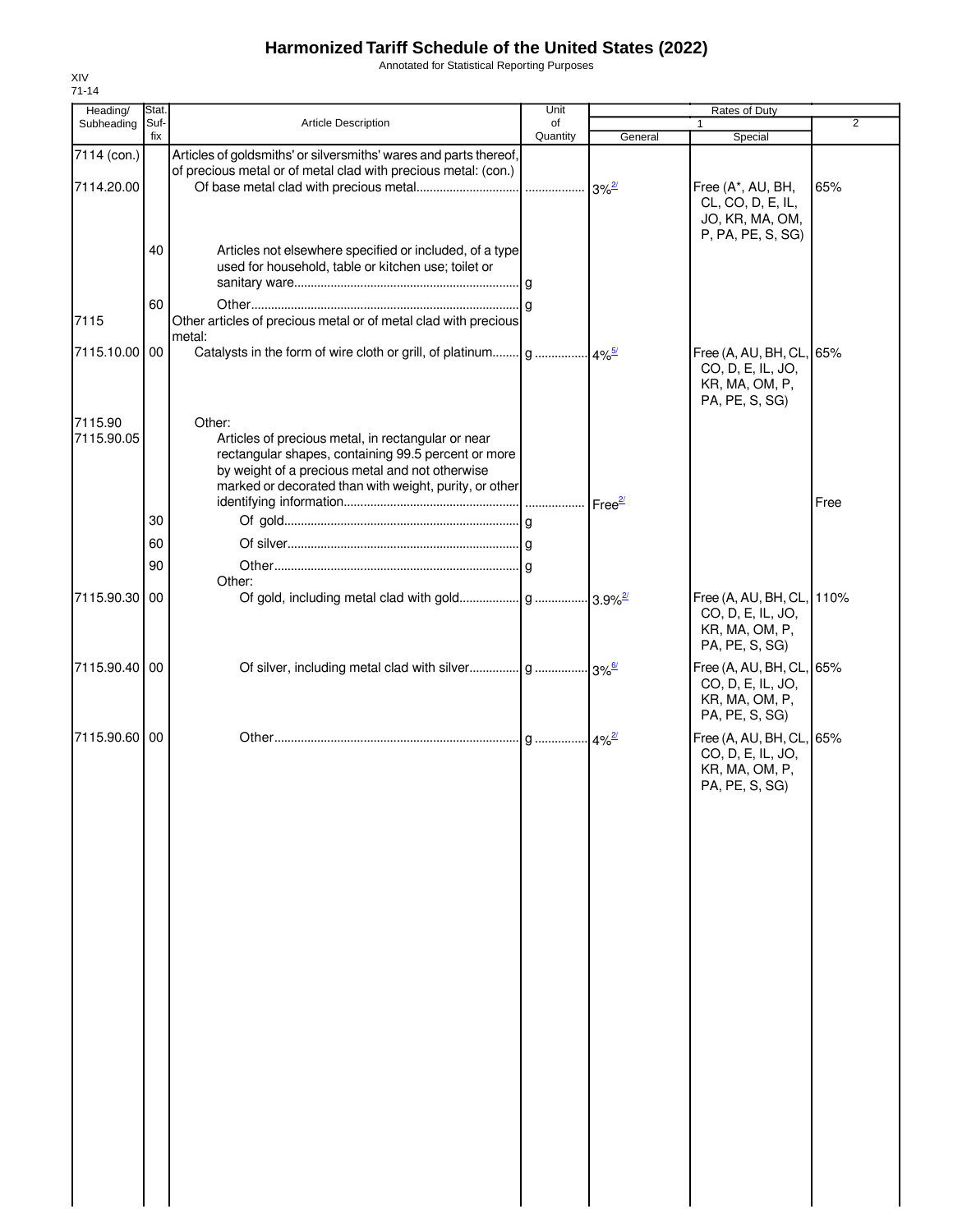# Harmonized Tariff Schedule of the United States (2022)

Annotated for Statistical Reporting Purposes

XIV
71-14

| Heading/ Subheading | Stat. Suf- fix | Article Description | Unit of Quantity | Rates of Duty | | |
|---|---|---|---|---|---|---|
| | | | | 1 | | 2 |
| | | | | General | Special | |
| 7114 (con.) | | Articles of goldsmiths' or silversmiths' wares and parts thereof, of precious metal or of metal clad with precious metal: (con.) | | | | |
| 7114.20.00 | | Of base metal clad with precious metal | | 3%[2/] | Free (A*, AU, BH, CL, CO, D, E, IL, JO, KR, MA, OM, P, PA, PE, S, SG) | 65% |
| | 40 | Articles not elsewhere specified or included, of a type used for household, table or kitchen use; toilet or sanitary ware | g | | | |
| | 60 | Other | g | | | |
| 7115 | | Other articles of precious metal or of metal clad with precious metal: | | | | |
| 7115.10.00 | 00 | Catalysts in the form of wire cloth or grill, of platinum | g | 4%[5/] | Free (A, AU, BH, CL, CO, D, E, IL, JO, KR, MA, OM, P, PA, PE, S, SG) | 65% |
| 7115.90 | | Other: | | | | |
| 7115.90.05 | | Articles of precious metal, in rectangular or near rectangular shapes, containing 99.5 percent or more by weight of a precious metal and not otherwise marked or decorated than with weight, purity, or other identifying information | | Free[2/] | | Free |
| | 30 | Of gold | g | | | |
| | 60 | Of silver | g | | | |
| | 90 | Other | g | | | |
| | | Other: | | | | |
| 7115.90.30 | 00 | Of gold, including metal clad with gold | g | 3.9%[2/] | Free (A, AU, BH, CL, CO, D, E, IL, JO, KR, MA, OM, P, PA, PE, S, SG) | 110% |
| 7115.90.40 | 00 | Of silver, including metal clad with silver | g | 3%[6/] | Free (A, AU, BH, CL, CO, D, E, IL, JO, KR, MA, OM, P, PA, PE, S, SG) | 65% |
| 7115.90.60 | 00 | Other | g | 4%[2/] | Free (A, AU, BH, CL, CO, D, E, IL, JO, KR, MA, OM, P, PA, PE, S, SG) | 65% |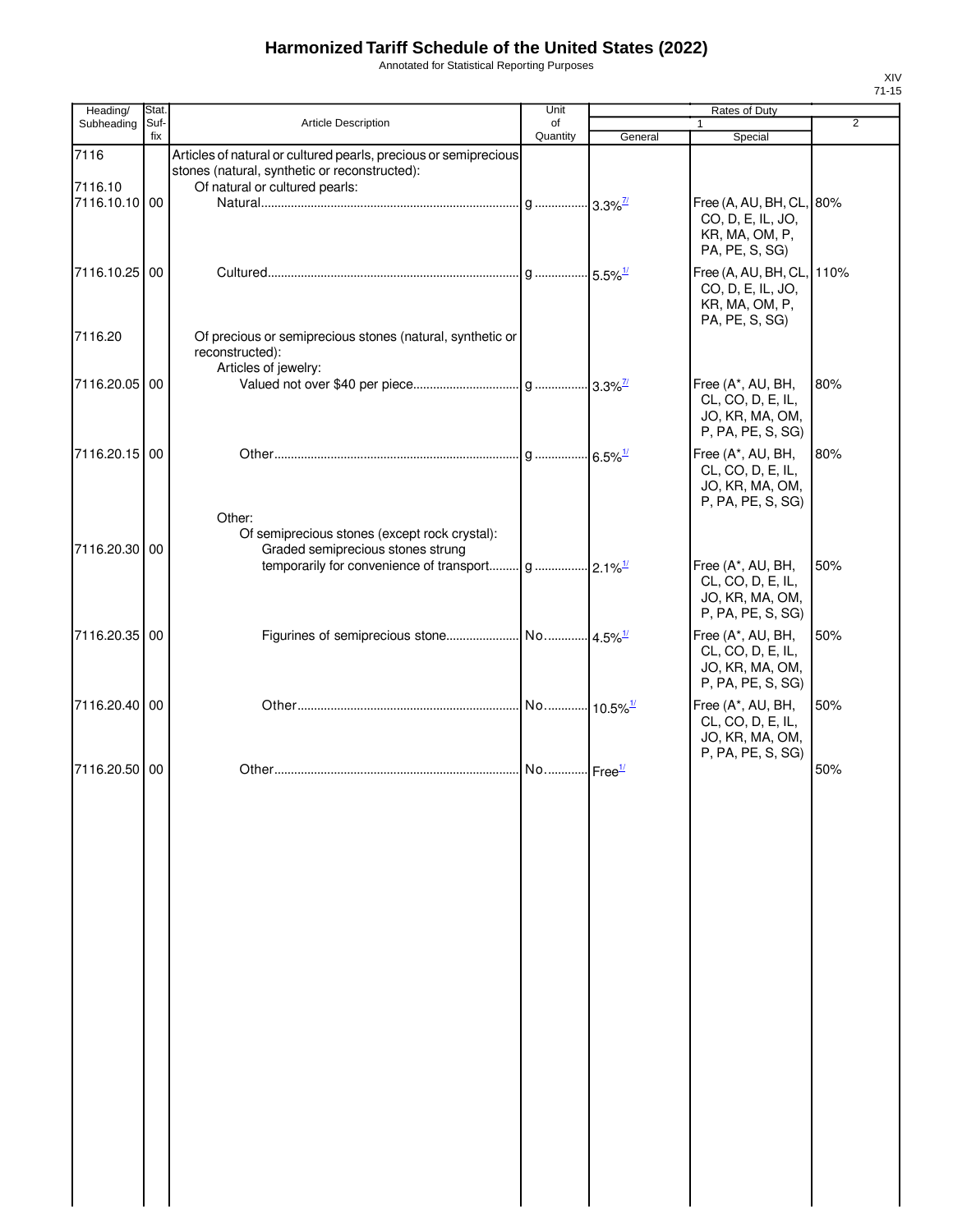# Harmonized Tariff Schedule of the United States (2022)

Annotated for Statistical Reporting Purposes

XIV
71-15

| Heading/ Subheading | Stat. Suf- fix | Article Description | Unit of Quantity | Rates of Duty 1 General | Special | 2 |
|---|---|---|---|---|---|---|
| 7116 | | Articles of natural or cultured pearls, precious or semiprecious stones (natural, synthetic or reconstructed): | | | | |
| 7116.10 | | Of natural or cultured pearls: | | | | |
| 7116.10.10 | 00 | Natural | g | 3.3%[7/] | Free (A, AU, BH, CL, CO, D, E, IL, JO, KR, MA, OM, P, PA, PE, S, SG) | 80% |
| 7116.10.25 | 00 | Cultured | g | 5.5%[1/] | Free (A, AU, BH, CL, CO, D, E, IL, JO, KR, MA, OM, P, PA, PE, S, SG) | 110% |
| 7116.20 | | Of precious or semiprecious stones (natural, synthetic or reconstructed): | | | | |
| | | Articles of jewelry: | | | | |
| 7116.20.05 | 00 | Valued not over $40 per piece | g | 3.3%[7/] | Free (A*, AU, BH, CL, CO, D, E, IL, JO, KR, MA, OM, P, PA, PE, S, SG) | 80% |
| 7116.20.15 | 00 | Other | g | 6.5%[1/] | Free (A*, AU, BH, CL, CO, D, E, IL, JO, KR, MA, OM, P, PA, PE, S, SG) | 80% |
| | | Other: | | | | |
| | | Of semiprecious stones (except rock crystal): | | | | |
| 7116.20.30 | 00 | Graded semiprecious stones strung temporarily for convenience of transport | g | 2.1%[1/] | Free (A*, AU, BH, CL, CO, D, E, IL, JO, KR, MA, OM, P, PA, PE, S, SG) | 50% |
| 7116.20.35 | 00 | Figurines of semiprecious stone | No. | 4.5%[1/] | Free (A*, AU, BH, CL, CO, D, E, IL, JO, KR, MA, OM, P, PA, PE, S, SG) | 50% |
| 7116.20.40 | 00 | Other | No. | 10.5%[1/] | Free (A*, AU, BH, CL, CO, D, E, IL, JO, KR, MA, OM, P, PA, PE, S, SG) | 50% |
| 7116.20.50 | 00 | Other | No. | Free[1/] | | 50% |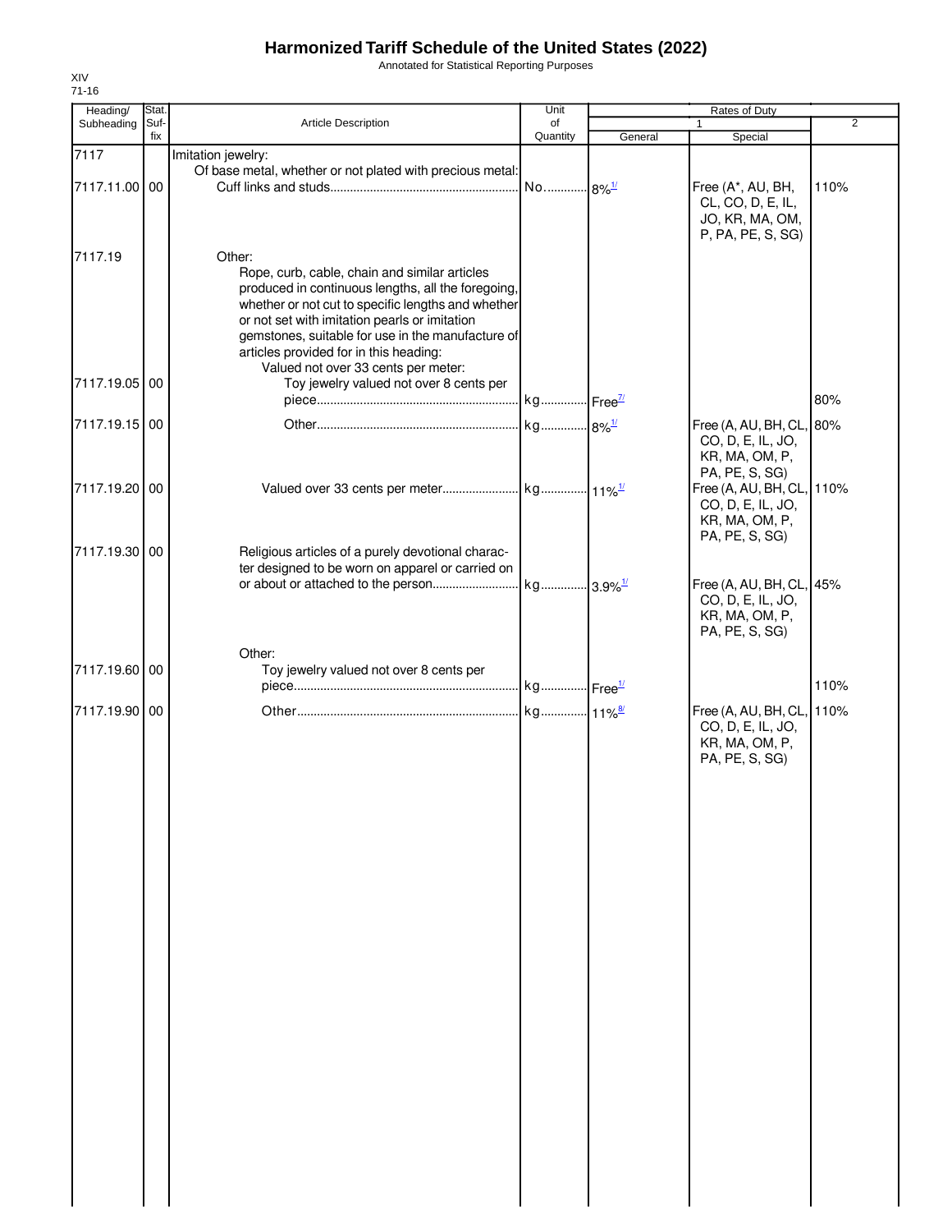# Harmonized Tariff Schedule of the United States (2022)

Annotated for Statistical Reporting Purposes

XIV
71-16

| Heading/ Subheading | Stat. Suf- fix | Article Description | Unit of Quantity | Rates of Duty 1 General | Special | 2 |
|---|---|---|---|---|---|---|
| 7117 | | Imitation jewelry: | | | | |
| | | Of base metal, whether or not plated with precious metal: | | | | |
| 7117.11.00 | 00 | Cuff links and studs | No. | 8%[1/] | Free (A*, AU, BH, CL, CO, D, E, IL, JO, KR, MA, OM, P, PA, PE, S, SG) | 110% |
| 7117.19 | | Other: | | | | |
| | | Rope, curb, cable, chain and similar articles produced in continuous lengths, all the foregoing, whether or not cut to specific lengths and whether or not set with imitation pearls or imitation gemstones, suitable for use in the manufacture of articles provided for in this heading: | | | | |
| | | Valued not over 33 cents per meter: | | | | |
| 7117.19.05 | 00 | Toy jewelry valued not over 8 cents per piece | kg | Free[7/] | | 80% |
| 7117.19.15 | 00 | Other | kg | 8%[1/] | Free (A, AU, BH, CL, CO, D, E, IL, JO, KR, MA, OM, P, PA, PE, S, SG) | 80% |
| 7117.19.20 | 00 | Valued over 33 cents per meter | kg | 11%[1/] | Free (A, AU, BH, CL, CO, D, E, IL, JO, KR, MA, OM, P, PA, PE, S, SG) | 110% |
| 7117.19.30 | 00 | Religious articles of a purely devotional character designed to be worn on apparel or carried on or about or attached to the person | kg | 3.9%[1/] | Free (A, AU, BH, CL, CO, D, E, IL, JO, KR, MA, OM, P, PA, PE, S, SG) | 45% |
| | | Other: | | | | |
| 7117.19.60 | 00 | Toy jewelry valued not over 8 cents per piece | kg | Free[1/] | | 110% |
| 7117.19.90 | 00 | Other | kg | 11%[8/] | Free (A, AU, BH, CL, CO, D, E, IL, JO, KR, MA, OM, P, PA, PE, S, SG) | 110% |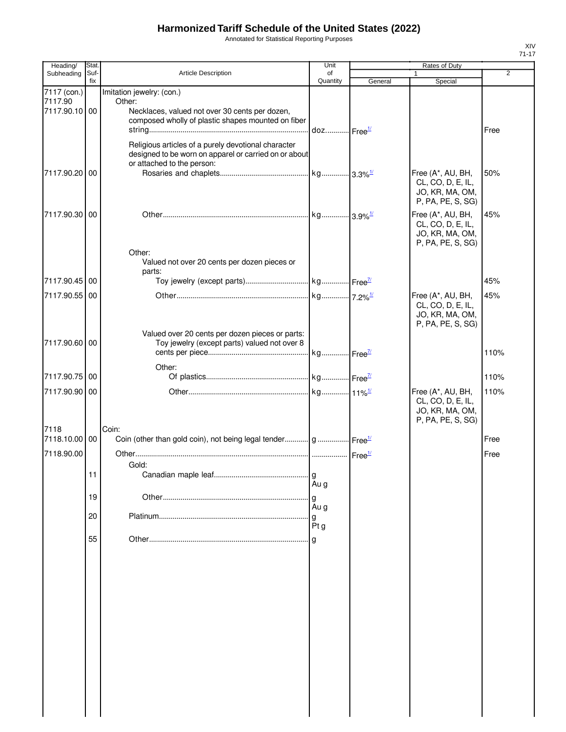# Harmonized Tariff Schedule of the United States (2022)

Annotated for Statistical Reporting Purposes

XIV
71-17

| Heading/ Subheading | Stat. Suf-fix | Article Description | Unit of Quantity | Rates of Duty 1 General | Special | 2 |
|---|---|---|---|---|---|---|
| 7117 (con.) | | Imitation jewelry: (con.) | | | | |
| 7117.90 | | Other: | | | | |
| 7117.90.10 | 00 | Necklaces, valued not over 30 cents per dozen, composed wholly of plastic shapes mounted on fiber string | doz | Free[1/] | | Free |
| | | Religious articles of a purely devotional character designed to be worn on apparel or carried on or about or attached to the person: | | | | |
| 7117.90.20 | 00 | Rosaries and chaplets | kg | 3.3%[1/] | Free (A*, AU, BH, CL, CO, D, E, IL, JO, KR, MA, OM, P, PA, PE, S, SG) | 50% |
| 7117.90.30 | 00 | Other | kg | 3.9%[1/] | Free (A*, AU, BH, CL, CO, D, E, IL, JO, KR, MA, OM, P, PA, PE, S, SG) | 45% |
| | | Other: | | | | |
| | | Valued not over 20 cents per dozen pieces or parts: | | | | |
| 7117.90.45 | 00 | Toy jewelry (except parts) | kg | Free[7/] | | 45% |
| 7117.90.55 | 00 | Other | kg | 7.2%[1/] | Free (A*, AU, BH, CL, CO, D, E, IL, JO, KR, MA, OM, P, PA, PE, S, SG) | 45% |
| | | Valued over 20 cents per dozen pieces or parts: | | | | |
| 7117.90.60 | 00 | Toy jewelry (except parts) valued not over 8 cents per piece | kg | Free[7/] | | 110% |
| | | Other: | | | | |
| 7117.90.75 | 00 | Of plastics | kg | Free[7/] | | 110% |
| 7117.90.90 | 00 | Other | kg | 11%[1/] | Free (A*, AU, BH, CL, CO, D, E, IL, JO, KR, MA, OM, P, PA, PE, S, SG) | 110% |
| 7118 | | Coin: | | | | |
| 7118.10.00 | 00 | Coin (other than gold coin), not being legal tender | g | Free[1/] | | Free |
| 7118.90.00 | | Other | | Free[1/] | | Free |
| | | Gold: | | | | |
| | 11 | Canadian maple leaf | g<br>Au g | | | |
| | 19 | Other | g<br>Au g | | | |
| | 20 | Platinum | g<br>Pt g | | | |
| | 55 | Other | g | | | |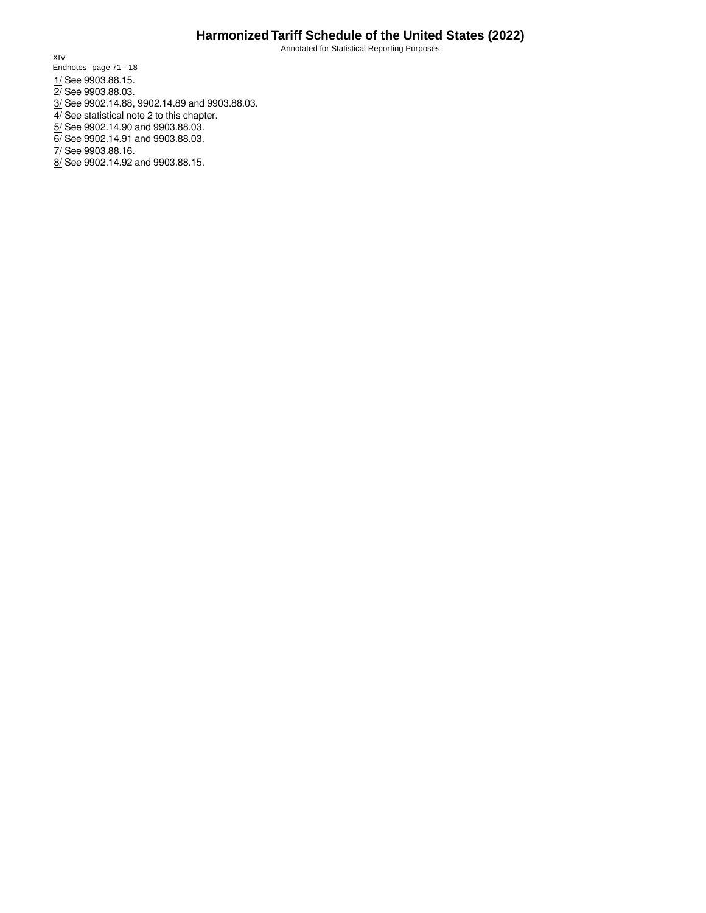XIV

Endnotes--page 71 - 18

1/ See 9903.88.15.

2/ See 9903.88.03.

3/ See 9902.14.88, 9902.14.89 and 9903.88.03.

4/ See statistical note 2 to this chapter.

5/ See 9902.14.90 and 9903.88.03.

6/ See 9902.14.91 and 9903.88.03.

7/ See 9903.88.16.

8/ See 9902.14.92 and 9903.88.15.